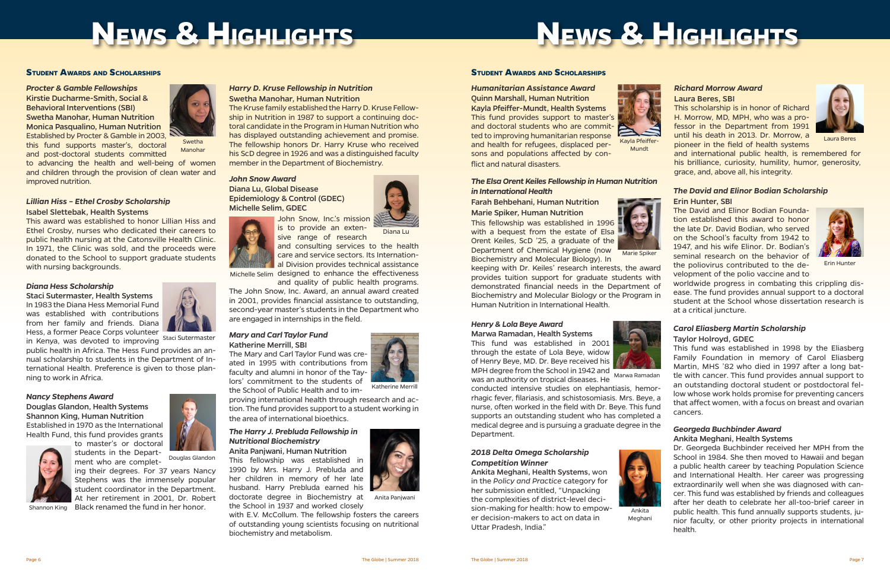# News & Highlights

## Student Awards and Scholarships

### *Procter & Gamble Fellowships*

**Kirstie Ducharme-Smith, Social & Behavioral Interventions (SBI)**
**Swetha Manohar, Human Nutrition**
**Monica Pasqualino, Human Nutrition**

Established by Procter & Gamble in 2003, this fund supports master's, doctoral and post-doctoral students committed to advancing the health and well-being of women and children through the provision of clean water and improved nutrition.

Swetha Manohar

### *Lillian Hiss – Ethel Crosby Scholarship*

**Isabel Slettebak, Health Systems**

This award was established to honor Lillian Hiss and Ethel Crosby, nurses who dedicated their careers to public health nursing at the Catonsville Health Clinic. In 1971, the Clinic was sold, and the proceeds were donated to the School to support graduate students with nursing backgrounds.

### *Diana Hess Scholarship*

**Staci Sutermaster, Health Systems**

In 1983 the Diana Hess Memorial Fund was established with contributions from her family and friends. Diana Hess, a former Peace Corps volunteer in Kenya, was devoted to improving public health in Africa. The Hess Fund provides an annual scholarship to students in the Department of International Health. Preference is given to those planning to work in Africa.

Staci Sutermaster

### *Nancy Stephens Award*

**Douglas Glandon, Health Systems**
**Shannon King, Human Nutrition**

Established in 1970 as the International Health Fund, this fund provides grants to master's or doctoral students in the Department who are completing their degrees. For 37 years Nancy Stephens was the immensely popular student coordinator in the Department. At her retirement in 2001, Dr. Robert Black renamed the fund in her honor.

Douglas Glandon

Shannon King

### *Harry D. Kruse Fellowship in Nutrition*

**Swetha Manohar, Human Nutrition**

The Kruse family established the Harry D. Kruse Fellowship in Nutrition in 1987 to support a continuing doctoral candidate in the Program in Human Nutrition who has displayed outstanding achievement and promise. The fellowship honors Dr. Harry Kruse who received his ScD degree in 1926 and was a distinguished faculty member in the Department of Biochemistry.

### *John Snow Award*

**Diana Lu, Global Disease Epidemiology & Control (GDEC)**
**Michelle Selim, GDEC**

John Snow, Inc.'s mission is to provide an extensive range of research and consulting services to the health care and service sectors. Its International Division provides technical assistance designed to enhance the effectiveness and quality of public health programs. The John Snow, Inc. Award, an annual award created in 2001, provides financial assistance to outstanding, second-year master's students in the Department who are engaged in internships in the field.

Diana Lu

Michelle Selim

### *Mary and Carl Taylor Fund*

**Katherine Merrill, SBI**

The Mary and Carl Taylor Fund was created in 1995 with contributions from faculty and alumni in honor of the Taylors' commitment to the students of the School of Public Health and to improving international health through research and action. The fund provides support to a student working in the area of international bioethics.

Katherine Merrill

### *The Harry J. Prebluda Fellowship in Nutritional Biochemistry*

**Anita Panjwani, Human Nutrition**

This fellowship was established in 1990 by Mrs. Harry J. Prebluda and her children in memory of her late husband. Harry Prebluda earned his doctorate degree in Biochemistry at the School in 1937 and worked closely with E.V. McCollum. The fellowship fosters the careers of outstanding young scientists focusing on nutritional biochemistry and metabolism.

Anita Panjwani

### *Humanitarian Assistance Award*

**Quinn Marshall, Human Nutrition**
**Kayla Pfeiffer-Mundt, Health Systems**

This fund provides support to master's and doctoral students who are committed to improving humanitarian response and health for refugees, displaced persons and populations affected by conflict and natural disasters.

Kayla Pfeiffer-Mundt

### *The Elsa Orent Keiles Fellowship in Human Nutrition in International Health*

**Farah Behbehani, Human Nutrition**
**Marie Spiker, Human Nutrition**

This fellowship was established in 1996 with a bequest from the estate of Elsa Orent Keiles, ScD '25, a graduate of the Department of Chemical Hygiene (now Biochemistry and Molecular Biology). In keeping with Dr. Keiles' research interests, the award provides tuition support for graduate students with demonstrated financial needs in the Department of Biochemistry and Molecular Biology or the Program in Human Nutrition in International Health.

Marie Spiker

### *Henry & Lola Beye Award*

**Marwa Ramadan, Health Systems**

This fund was established in 2001 through the estate of Lola Beye, widow of Henry Beye, MD. Dr. Beye received his MPH degree from the School in 1942 and was an authority on tropical diseases. He conducted intensive studies on elephantiasis, hemorrhagic fever, filariasis, and schistosomiasis. Mrs. Beye, a nurse, often worked in the field with Dr. Beye. This fund supports an outstanding student who has completed a medical degree and is pursuing a graduate degree in the Department.

Marwa Ramadan

### *2018 Delta Omega Scholarship Competition Winner*

**Ankita Meghani, Health Systems,** won in the *Policy and Practice* category for her submission entitled, "Unpacking the complexities of district-level decision-making for health: how to empower decision-makers to act on data in Uttar Pradesh, India."

Ankita Meghani

### *Richard Morrow Award*

**Laura Beres, SBI**

This scholarship is in honor of Richard H. Morrow, MD, MPH, who was a professor in the Department from 1991 until his death in 2013. Dr. Morrow, a pioneer in the field of health systems and international public health, is remembered for his brilliance, curiosity, humility, humor, generosity, grace, and, above all, his integrity.

Laura Beres

### *The David and Elinor Bodian Scholarship*

**Erin Hunter, SBI**

The David and Elinor Bodian Foundation established this award to honor the late Dr. David Bodian, who served on the School's faculty from 1942 to 1947, and his wife Elinor. Dr. Bodian's seminal research on the behavior of the poliovirus contributed to the development of the polio vaccine and to worldwide progress in combating this crippling disease. The fund provides annual support to a doctoral student at the School whose dissertation research is at a critical juncture.

Erin Hunter

### *Carol Eliasberg Martin Scholarship*

**Taylor Holroyd, GDEC**

This fund was established in 1998 by the Eliasberg Family Foundation in memory of Carol Eliasberg Martin, MHS '82 who died in 1997 after a long battle with cancer. This fund provides annual support to an outstanding doctoral student or postdoctoral fellow whose work holds promise for preventing cancers that affect women, with a focus on breast and ovarian cancers.

### *Georgeda Buchbinder Award*

**Ankita Meghani, Health Systems**

Dr. Georgeda Buchbinder received her MPH from the School in 1984. She then moved to Hawaii and began a public health career by teaching Population Science and International Health. Her career was progressing extraordinarily well when she was diagnosed with cancer. This fund was established by friends and colleagues after her death to celebrate her all-too-brief career in public health. This fund annually supports students, junior faculty, or other priority projects in international health.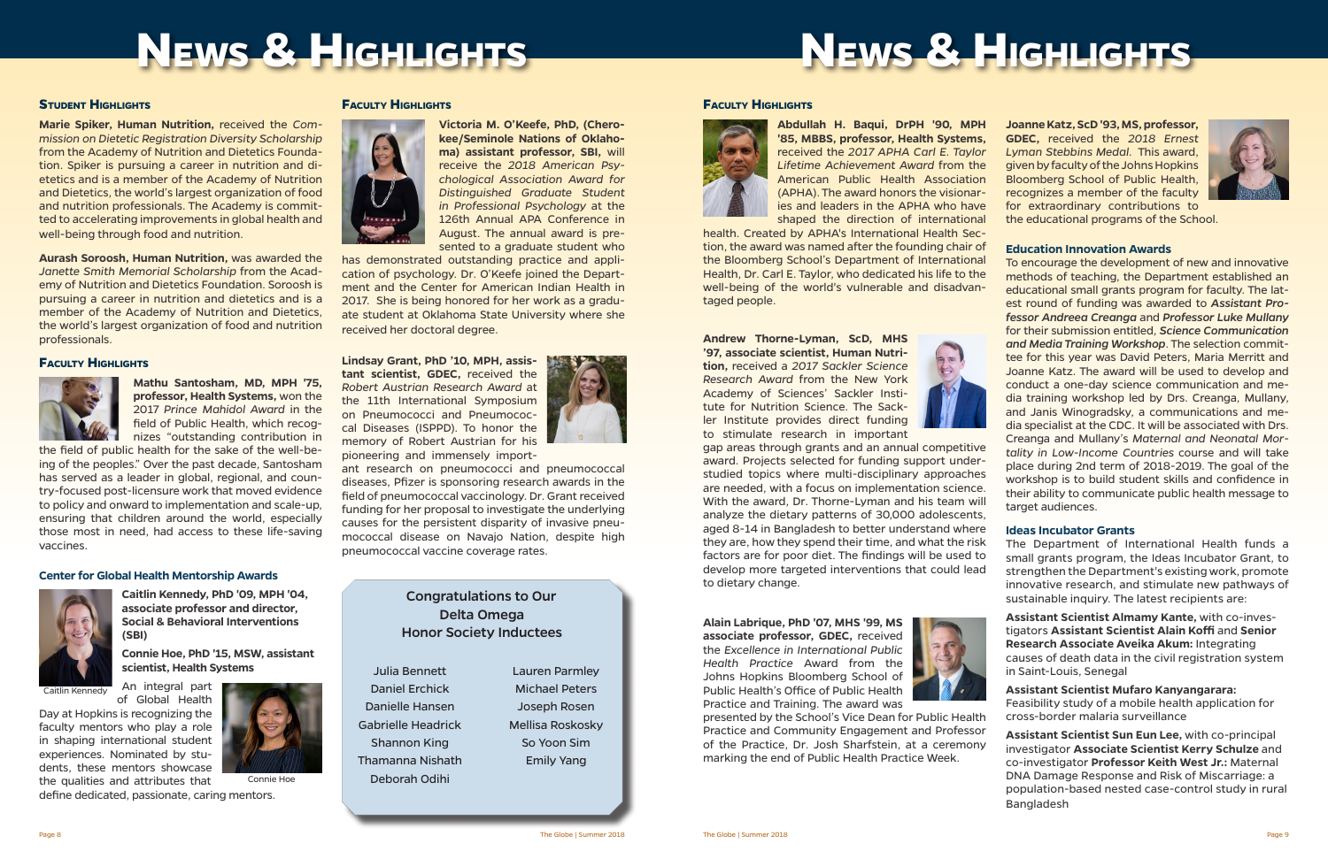# News & Highlights

### Student Highlights

**Marie Spiker, Human Nutrition,** received the *Commission on Dietetic Registration Diversity Scholarship* from the Academy of Nutrition and Dietetics Foundation. Spiker is pursuing a career in nutrition and dietetics and is a member of the Academy of Nutrition and Dietetics, the world's largest organization of food and nutrition professionals. The Academy is committed to accelerating improvements in global health and well-being through food and nutrition.

**Aurash Soroosh, Human Nutrition,** was awarded the *Janette Smith Memorial Scholarship* from the Academy of Nutrition and Dietetics Foundation. Soroosh is pursuing a career in nutrition and dietetics and is a member of the Academy of Nutrition and Dietetics, the world's largest organization of food and nutrition professionals.

### Faculty Highlights

**Mathu Santosham, MD, MPH '75, professor, Health Systems,** won the 2017 *Prince Mahidol Award* in the field of Public Health, which recognizes "outstanding contribution in the field of public health for the sake of the well-being of the peoples." Over the past decade, Santosham has served as a leader in global, regional, and country-focused post-licensure work that moved evidence to policy and onward to implementation and scale-up, ensuring that children around the world, especially those most in need, had access to these life-saving vaccines.

### Center for Global Health Mentorship Awards

**Caitlin Kennedy, PhD '09, MPH '04, associate professor and director, Social & Behavioral Interventions (SBI)**

**Connie Hoe, PhD '15, MSW, assistant scientist, Health Systems**

An integral part of Global Health Day at Hopkins is recognizing the faculty mentors who play a role in shaping international student experiences. Nominated by students, these mentors showcase the qualities and attributes that define dedicated, passionate, caring mentors.

Caitlin Kennedy

Connie Hoe

### Faculty Highlights

**Victoria M. O'Keefe, PhD, (Cherokee/Seminole Nations of Oklahoma) assistant professor, SBI,** will receive the *2018 American Psychological Association Award for Distinguished Graduate Student in Professional Psychology* at the 126th Annual APA Conference in August. The annual award is presented to a graduate student who has demonstrated outstanding practice and application of psychology. Dr. O'Keefe joined the Department and the Center for American Indian Health in 2017. She is being honored for her work as a graduate student at Oklahoma State University where she received her doctoral degree.

**Lindsay Grant, PhD '10, MPH, assistant scientist, GDEC,** received the *Robert Austrian Research Award* at the 11th International Symposium on Pneumococci and Pneumococcal Diseases (ISPPD). To honor the memory of Robert Austrian for his pioneering and immensely important research on pneumococci and pneumococcal diseases, Pfizer is sponsoring research awards in the field of pneumococcal vaccinology. Dr. Grant received funding for her proposal to investigate the underlying causes for the persistent disparity of invasive pneumococcal disease on Navajo Nation, despite high pneumococcal vaccine coverage rates.

**Congratulations to Our Delta Omega Honor Society Inductees**

Julia Bennett
Daniel Erchick
Danielle Hansen
Gabrielle Headrick
Shannon King
Thamanna Nishath
Deborah Odihi
Lauren Parmley
Michael Peters
Joseph Rosen
Mellisa Roskosky
So Yoon Sim
Emily Yang

# News & Highlights

### Faculty Highlights

**Abdullah H. Baqui, DrPH '90, MPH '85, MBBS, professor, Health Systems,** received the *2017 APHA Carl E. Taylor Lifetime Achievement Award* from the American Public Health Association (APHA). The award honors the visionaries and leaders in the APHA who have shaped the direction of international health. Created by APHA's International Health Section, the award was named after the founding chair of the Bloomberg School's Department of International Health, Dr. Carl E. Taylor, who dedicated his life to the well-being of the world's vulnerable and disadvantaged people.

**Andrew Thorne-Lyman, ScD, MHS '97, associate scientist, Human Nutrition,** received a *2017 Sackler Science Research Award* from the New York Academy of Sciences' Sackler Institute for Nutrition Science. The Sackler Institute provides direct funding to stimulate research in important gap areas through grants and an annual competitive award. Projects selected for funding support understudied topics where multi-disciplinary approaches are needed, with a focus on implementation science. With the award, Dr. Thorne-Lyman and his team will analyze the dietary patterns of 30,000 adolescents, aged 8-14 in Bangladesh to better understand where they are, how they spend their time, and what the risk factors are for poor diet. The findings will be used to develop more targeted interventions that could lead to dietary change.

**Alain Labrique, PhD '07, MHS '99, MS associate professor, GDEC,** received the *Excellence in International Public Health Practice* Award from the Johns Hopkins Bloomberg School of Public Health's Office of Public Health Practice and Training. The award was presented by the School's Vice Dean for Public Health Practice and Community Engagement and Professor of the Practice, Dr. Josh Sharfstein, at a ceremony marking the end of Public Health Practice Week.

**Joanne Katz, ScD '93, MS, professor, GDEC,** received the *2018 Ernest Lyman Stebbins Medal.* This award, given by faculty of the Johns Hopkins Bloomberg School of Public Health, recognizes a member of the faculty for extraordinary contributions to the educational programs of the School.

### Education Innovation Awards

To encourage the development of new and innovative methods of teaching, the Department established an educational small grants program for faculty. The latest round of funding was awarded to ***Assistant Professor Andreea Creanga*** and ***Professor Luke Mullany*** for their submission entitled, ***Science Communication and Media Training Workshop***. The selection committee for this year was David Peters, Maria Merritt and Joanne Katz. The award will be used to develop and conduct a one-day science communication and media training workshop led by Drs. Creanga, Mullany, and Janis Winogradsky, a communications and media specialist at the CDC. It will be associated with Drs. Creanga and Mullany's *Maternal and Neonatal Mortality in Low-Income Countries* course and will take place during 2nd term of 2018-2019. The goal of the workshop is to build student skills and confidence in their ability to communicate public health message to target audiences.

### Ideas Incubator Grants

The Department of International Health funds a small grants program, the Ideas Incubator Grant, to strengthen the Department's existing work, promote innovative research, and stimulate new pathways of sustainable inquiry. The latest recipients are:

**Assistant Scientist Almamy Kante,** with co-investigators **Assistant Scientist Alain Koffi** and **Senior Research Associate Aveika Akum:** Integrating causes of death data in the civil registration system in Saint-Louis, Senegal

**Assistant Scientist Mufaro Kanyangarara:** Feasibility study of a mobile health application for cross-border malaria surveillance

**Assistant Scientist Sun Eun Lee,** with co-principal investigator **Associate Scientist Kerry Schulze** and co-investigator **Professor Keith West Jr.:** Maternal DNA Damage Response and Risk of Miscarriage: a population-based nested case-control study in rural Bangladesh